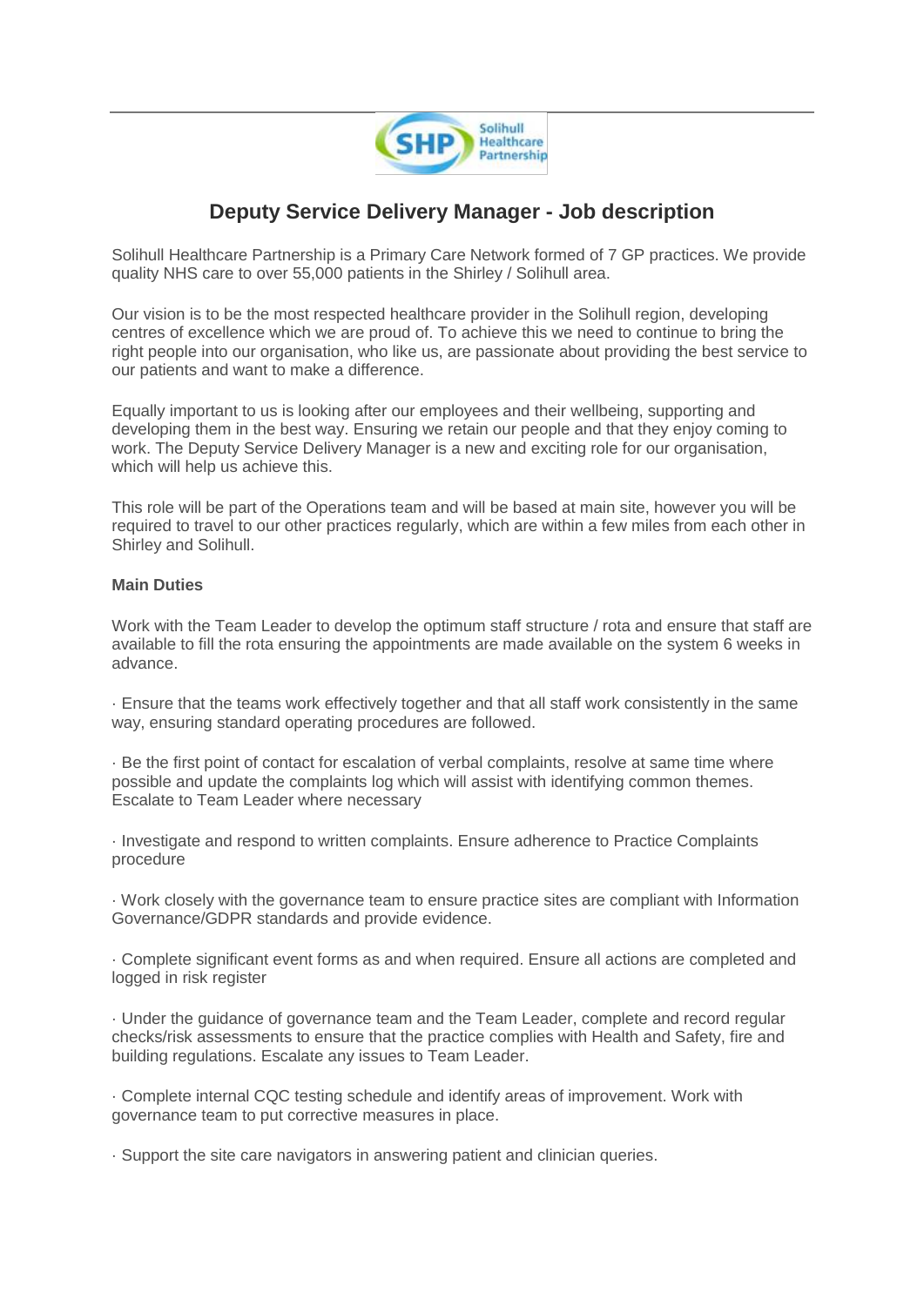# Deputy Service Delivery Manager - Job description

Solihull Healthcare Partnership is a Primary Care Network formed of 7 GP practices. We provide quality NHS care to over 55,000 patients in the Shirley / Solihull area.

Our vision is to be the most respected healthcare provider in the Solihull region, developing centres of excellence which we are proud of. To achieve this we need to continue to bring the right people into our organisation, who like us, are passionate about providing the best service to our patients and want to make a difference.

Equally important to us is looking after our employees and their wellbeing, supporting and developing them in the best way. Ensuring we retain our people and that they enjoy coming to work. The Deputy Service Delivery Manager is a new and exciting role for our organisation, which will help us achieve this.

This role will be part of the Operations team and will be based at main site, however you will be required to travel to our other practices regularly, which are within a few miles from each other in Shirley and Solihull.

**Main Duties**

Work with the Team Leader to develop the optimum staff structure / rota and ensure that staff are available to fill the rota ensuring the appointments are made available on the system 6 weeks in advance.

· Ensure that the teams work effectively together and that all staff work consistently in the same way, ensuring standard operating procedures are followed.

· Be the first point of contact for escalation of verbal complaints, resolve at same time where possible and update the complaints log which will assist with identifying common themes. Escalate to Team Leader where necessary

· Investigate and respond to written complaints. Ensure adherence to Practice Complaints procedure

· Work closely with the governance team to ensure practice sites are compliant with Information Governance/GDPR standards and provide evidence.

· Complete significant event forms as and when required. Ensure all actions are completed and logged in risk register

· Under the guidance of governance team and the Team Leader, complete and record regular checks/risk assessments to ensure that the practice complies with Health and Safety, fire and building regulations. Escalate any issues to Team Leader.

· Complete internal CQC testing schedule and identify areas of improvement. Work with governance team to put corrective measures in place.

· Support the site care navigators in answering patient and clinician queries.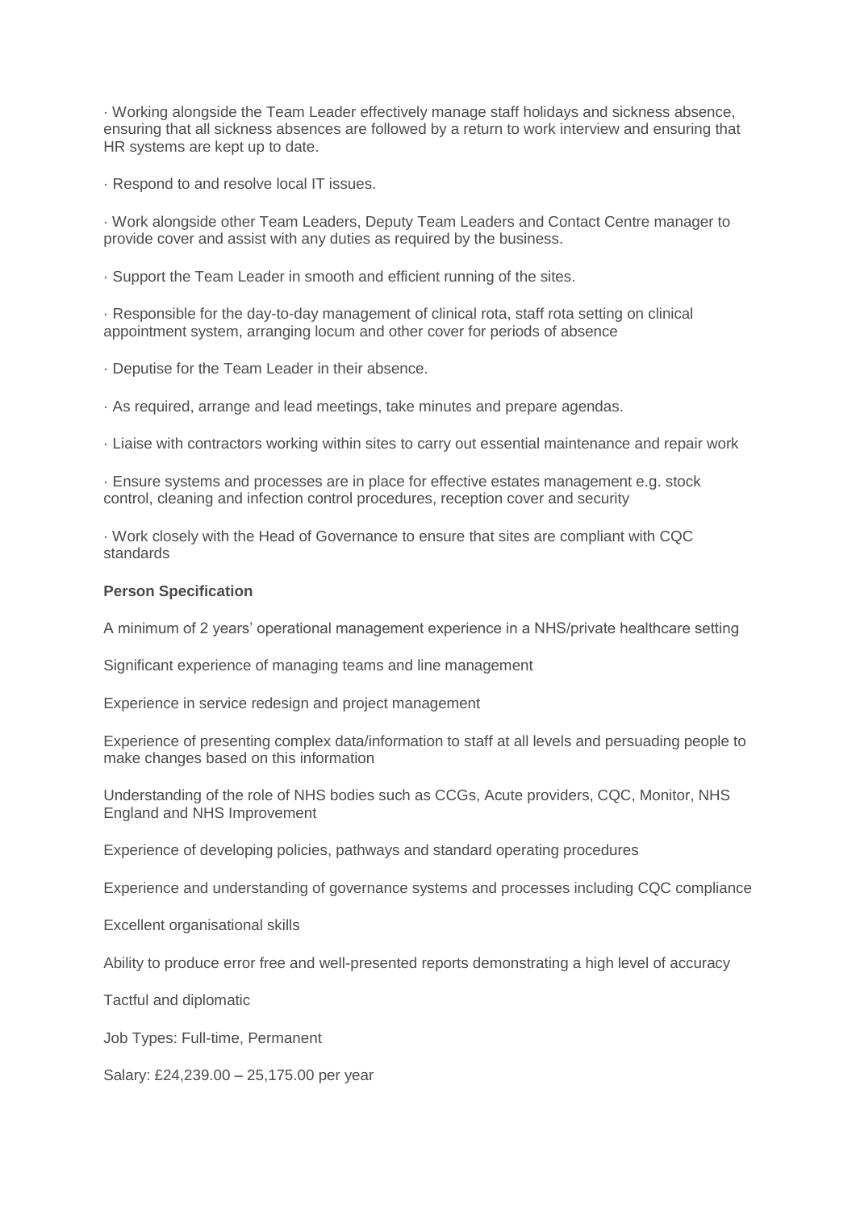· Working alongside the Team Leader effectively manage staff holidays and sickness absence, ensuring that all sickness absences are followed by a return to work interview and ensuring that HR systems are kept up to date.

· Respond to and resolve local IT issues.

· Work alongside other Team Leaders, Deputy Team Leaders and Contact Centre manager to provide cover and assist with any duties as required by the business.

· Support the Team Leader in smooth and efficient running of the sites.

· Responsible for the day-to-day management of clinical rota, staff rota setting on clinical appointment system, arranging locum and other cover for periods of absence

· Deputise for the Team Leader in their absence.

· As required, arrange and lead meetings, take minutes and prepare agendas.

· Liaise with contractors working within sites to carry out essential maintenance and repair work

· Ensure systems and processes are in place for effective estates management e.g. stock control, cleaning and infection control procedures, reception cover and security

· Work closely with the Head of Governance to ensure that sites are compliant with CQC standards

**Person Specification**

A minimum of 2 years' operational management experience in a NHS/private healthcare setting

Significant experience of managing teams and line management

Experience in service redesign and project management

Experience of presenting complex data/information to staff at all levels and persuading people to make changes based on this information

Understanding of the role of NHS bodies such as CCGs, Acute providers, CQC, Monitor, NHS England and NHS Improvement

Experience of developing policies, pathways and standard operating procedures

Experience and understanding of governance systems and processes including CQC compliance

Excellent organisational skills

Ability to produce error free and well-presented reports demonstrating a high level of accuracy

Tactful and diplomatic

Job Types: Full-time, Permanent

Salary: £24,239.00 – 25,175.00 per year